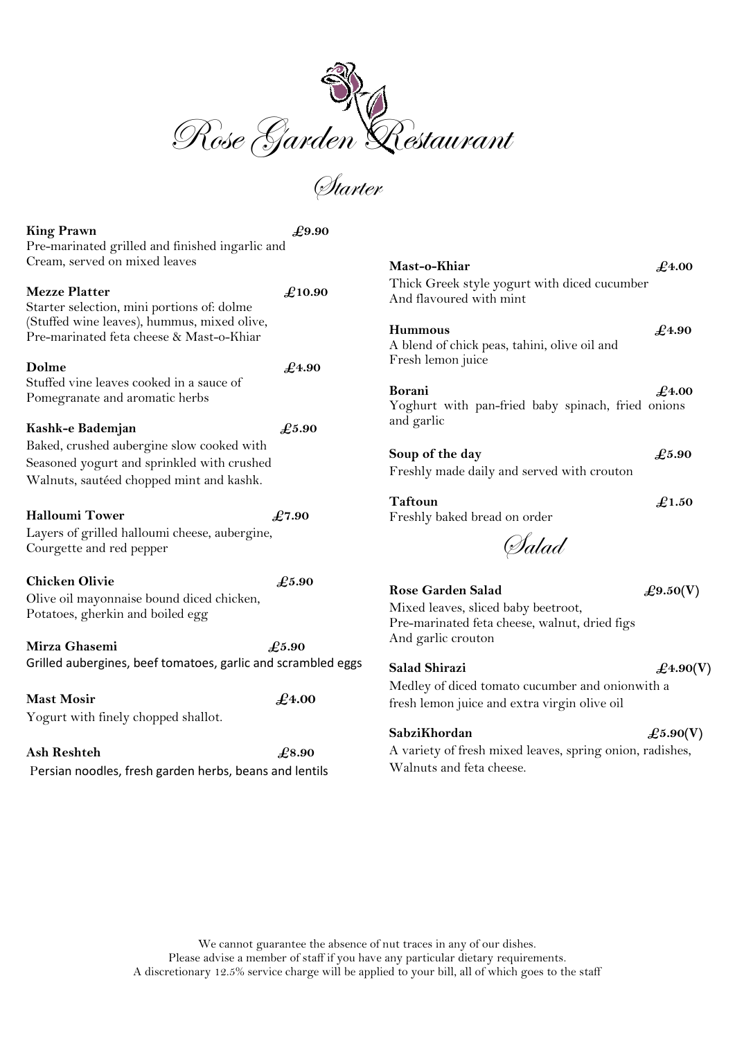# Rose Garden Restaurant

## Starter

**King Prawn** **£9.90**
Pre-marinated grilled and finished ingarlic and Cream, served on mixed leaves

**Mezze Platter** **£10.90**
Starter selection, mini portions of: dolme (Stuffed wine leaves), hummus, mixed olive, Pre-marinated feta cheese & Mast-o-Khiar

**Dolme** **£4.90**
Stuffed vine leaves cooked in a sauce of Pomegranate and aromatic herbs

**Kashk-e Bademjan** **£5.90**
Baked, crushed aubergine slow cooked with Seasoned yogurt and sprinkled with crushed Walnuts, sautéed chopped mint and kashk.

**Halloumi Tower** **£7.90**
Layers of grilled halloumi cheese, aubergine, Courgette and red pepper

**Chicken Olivie** **£5.90**
Olive oil mayonnaise bound diced chicken, Potatoes, gherkin and boiled egg

**Mirza Ghasemi** **£5.90**
Grilled aubergines, beef tomatoes, garlic and scrambled eggs

**Mast Mosir** **£4.00**
Yogurt with finely chopped shallot.

**Ash Reshteh** **£8.90**
Persian noodles, fresh garden herbs, beans and lentils

**Mast-o-Khiar** **£4.00**
Thick Greek style yogurt with diced cucumber And flavoured with mint

**Hummous** **£4.90**
A blend of chick peas, tahini, olive oil and Fresh lemon juice

**Borani** **£4.00**
Yoghurt with pan-fried baby spinach, fried onions and garlic

**Soup of the day** **£5.90**
Freshly made daily and served with crouton

**Taftoun** **£1.50**
Freshly baked bread on order

## Salad

**Rose Garden Salad** **£9.50(V)**
Mixed leaves, sliced baby beetroot, Pre-marinated feta cheese, walnut, dried figs And garlic crouton

**Salad Shirazi** **£4.90(V)**
Medley of diced tomato cucumber and onionwith a fresh lemon juice and extra virgin olive oil

**SabziKhordan** **£5.90(V)**
A variety of fresh mixed leaves, spring onion, radishes, Walnuts and feta cheese.

We cannot guarantee the absence of nut traces in any of our dishes.
Please advise a member of staff if you have any particular dietary requirements.
A discretionary 12.5% service charge will be applied to your bill, all of which goes to the staff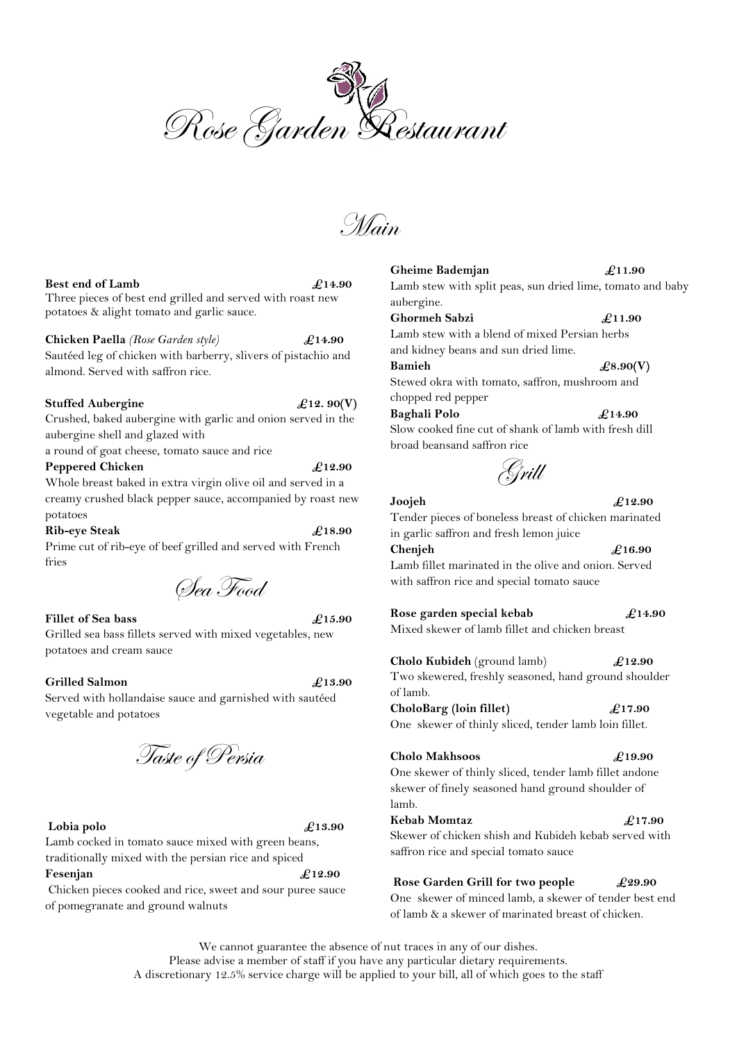# Rose Garden Restaurant

## Main

**Best end of Lamb** **£14.90**
Three pieces of best end grilled and served with roast new potatoes & alight tomato and garlic sauce.

**Chicken Paella** *(Rose Garden style)* **£14.90**
Sautéed leg of chicken with barberry, slivers of pistachio and almond. Served with saffron rice.

**Stuffed Aubergine** **£12. 90(V)**
Crushed, baked aubergine with garlic and onion served in the aubergine shell and glazed with
a round of goat cheese, tomato sauce and rice

**Peppered Chicken** **£12.90**
Whole breast baked in extra virgin olive oil and served in a creamy crushed black pepper sauce, accompanied by roast new potatoes

**Rib-eye Steak** **£18.90**
Prime cut of rib-eye of beef grilled and served with French fries

## Sea Food

**Fillet of Sea bass** **£15.90**
Grilled sea bass fillets served with mixed vegetables, new potatoes and cream sauce

**Grilled Salmon** **£13.90**
Served with hollandaise sauce and garnished with sautéed vegetable and potatoes

## Taste of Persia

**Lobia polo** **£13.90**
Lamb cocked in tomato sauce mixed with green beans, traditionally mixed with the persian rice and spiced

**Fesenjan** **£12.90**
Chicken pieces cooked and rice, sweet and sour puree sauce of pomegranate and ground walnuts

**Gheime Bademjan** **£11.90**
Lamb stew with split peas, sun dried lime, tomato and baby aubergine.

**Ghormeh Sabzi** **£11.90**
Lamb stew with a blend of mixed Persian herbs and kidney beans and sun dried lime.

**Bamieh** **£8.90(V)**
Stewed okra with tomato, saffron, mushroom and chopped red pepper

**Baghali Polo** **£14.90**
Slow cooked fine cut of shank of lamb with fresh dill broad beansand saffron rice

## Grill

**Joojeh** **£12.90**
Tender pieces of boneless breast of chicken marinated in garlic saffron and fresh lemon juice

**Chenjeh** **£16.90**
Lamb fillet marinated in the olive and onion. Served with saffron rice and special tomato sauce

**Rose garden special kebab** **£14.90**
Mixed skewer of lamb fillet and chicken breast

**Cholo Kubideh** (ground lamb) **£12.90**
Two skewered, freshly seasoned, hand ground shoulder of lamb.

**CholoBarg (loin fillet)** **£17.90**
One skewer of thinly sliced, tender lamb loin fillet.

**Cholo Makhsoos** **£19.90**
One skewer of thinly sliced, tender lamb fillet andone skewer of finely seasoned hand ground shoulder of lamb.

**Kebab Momtaz** **£17.90**
Skewer of chicken shish and Kubideh kebab served with saffron rice and special tomato sauce

**Rose Garden Grill for two people** **£29.90**
One skewer of minced lamb, a skewer of tender best end of lamb & a skewer of marinated breast of chicken.

We cannot guarantee the absence of nut traces in any of our dishes.
Please advise a member of staff if you have any particular dietary requirements.
A discretionary 12.5% service charge will be applied to your bill, all of which goes to the staff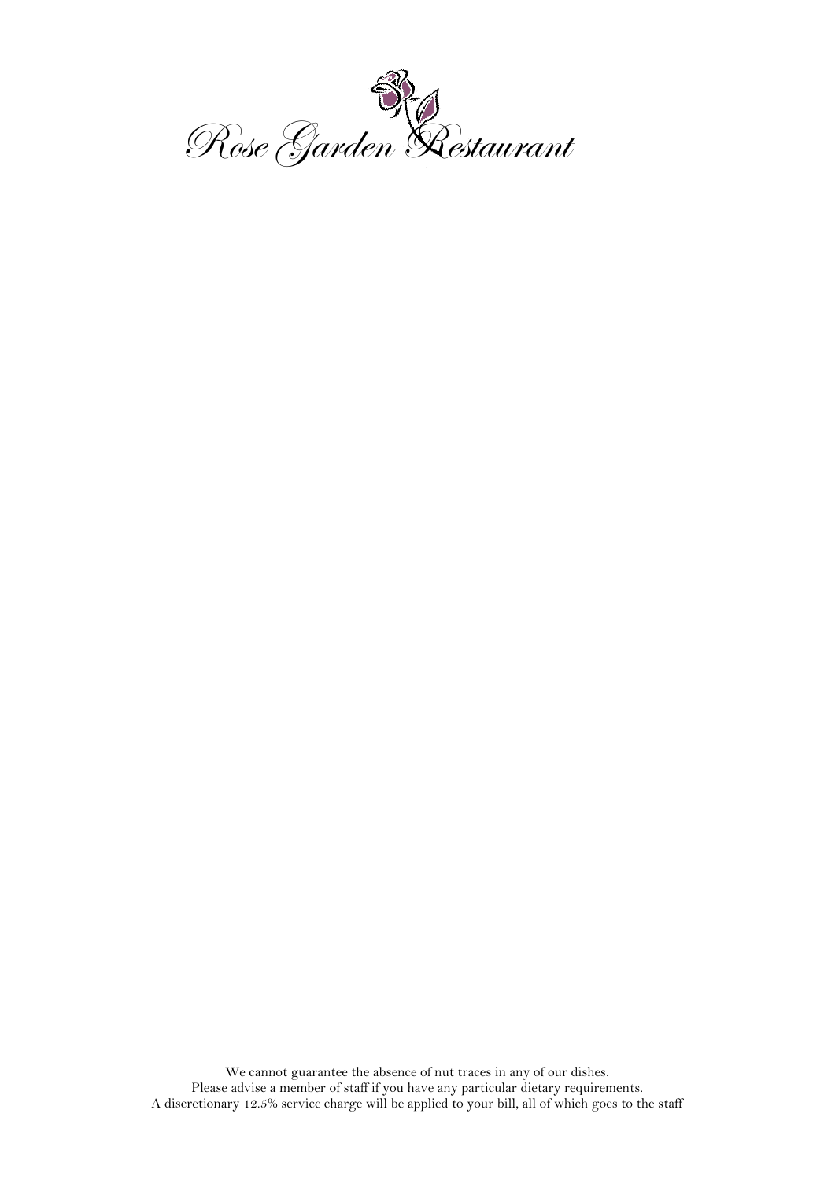# Rose Garden Restaurant

We cannot guarantee the absence of nut traces in any of our dishes.
Please advise a member of staff if you have any particular dietary requirements.
A discretionary 12.5% service charge will be applied to your bill, all of which goes to the staff